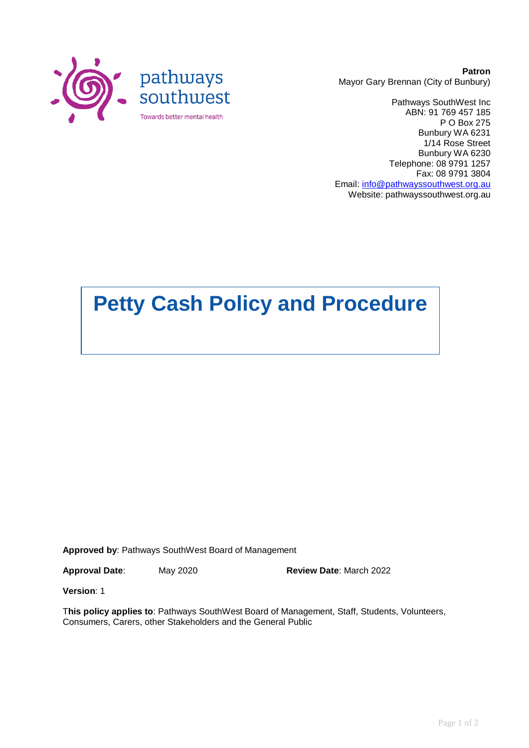pathways southwest

Towards better mental health

**Patron**
Mayor Gary Brennan (City of Bunbury)

Pathways SouthWest Inc
ABN: 91 769 457 185
P O Box 275
Bunbury WA 6231
1/14 Rose Street
Bunbury WA 6230
Telephone: 08 9791 1257
Fax: 08 9791 3804
Email: info@pathwayssouthwest.org.au
Website: pathwayssouthwest.org.au

# Petty Cash Policy and Procedure

**Approved by**: Pathways SouthWest Board of Management

**Approval Date**: May 2020 **Review Date**: March 2022

**Version**: 1

**This policy applies to**: Pathways SouthWest Board of Management, Staff, Students, Volunteers, Consumers, Carers, other Stakeholders and the General Public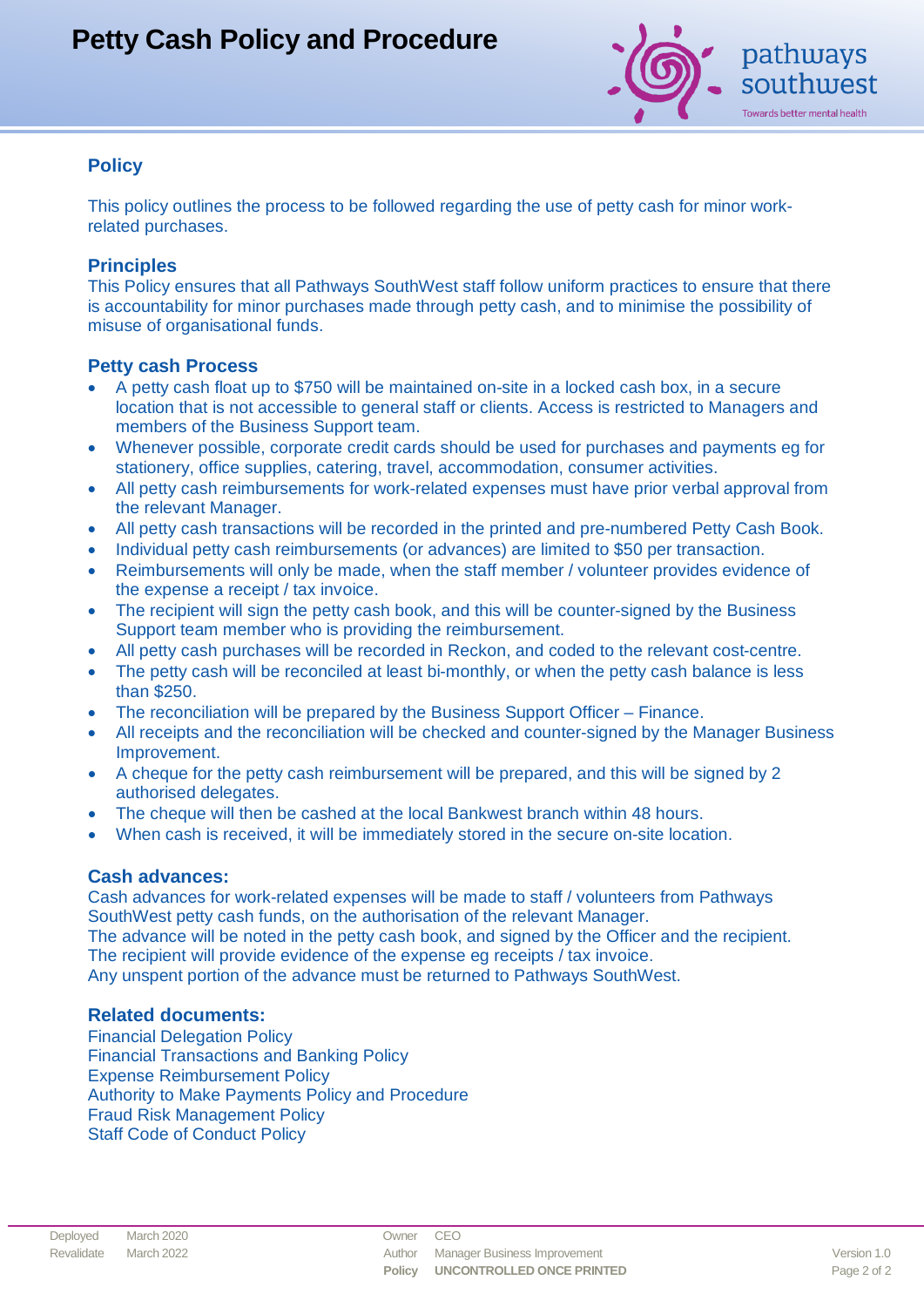# Petty Cash Policy and Procedure

## Policy

This policy outlines the process to be followed regarding the use of petty cash for minor work-related purchases.

## Principles

This Policy ensures that all Pathways SouthWest staff follow uniform practices to ensure that there is accountability for minor purchases made through petty cash, and to minimise the possibility of misuse of organisational funds.

## Petty cash Process

- A petty cash float up to $750 will be maintained on-site in a locked cash box, in a secure location that is not accessible to general staff or clients. Access is restricted to Managers and members of the Business Support team.
- Whenever possible, corporate credit cards should be used for purchases and payments eg for stationery, office supplies, catering, travel, accommodation, consumer activities.
- All petty cash reimbursements for work-related expenses must have prior verbal approval from the relevant Manager.
- All petty cash transactions will be recorded in the printed and pre-numbered Petty Cash Book.
- Individual petty cash reimbursements (or advances) are limited to $50 per transaction.
- Reimbursements will only be made, when the staff member / volunteer provides evidence of the expense a receipt / tax invoice.
- The recipient will sign the petty cash book, and this will be counter-signed by the Business Support team member who is providing the reimbursement.
- All petty cash purchases will be recorded in Reckon, and coded to the relevant cost-centre.
- The petty cash will be reconciled at least bi-monthly, or when the petty cash balance is less than $250.
- The reconciliation will be prepared by the Business Support Officer – Finance.
- All receipts and the reconciliation will be checked and counter-signed by the Manager Business Improvement.
- A cheque for the petty cash reimbursement will be prepared, and this will be signed by 2 authorised delegates.
- The cheque will then be cashed at the local Bankwest branch within 48 hours.
- When cash is received, it will be immediately stored in the secure on-site location.

## Cash advances:

Cash advances for work-related expenses will be made to staff / volunteers from Pathways SouthWest petty cash funds, on the authorisation of the relevant Manager.
The advance will be noted in the petty cash book, and signed by the Officer and the recipient.
The recipient will provide evidence of the expense eg receipts / tax invoice.
Any unspent portion of the advance must be returned to Pathways SouthWest.

## Related documents:

Financial Delegation Policy
Financial Transactions and Banking Policy
Expense Reimbursement Policy
Authority to Make Payments Policy and Procedure
Fraud Risk Management Policy
Staff Code of Conduct Policy